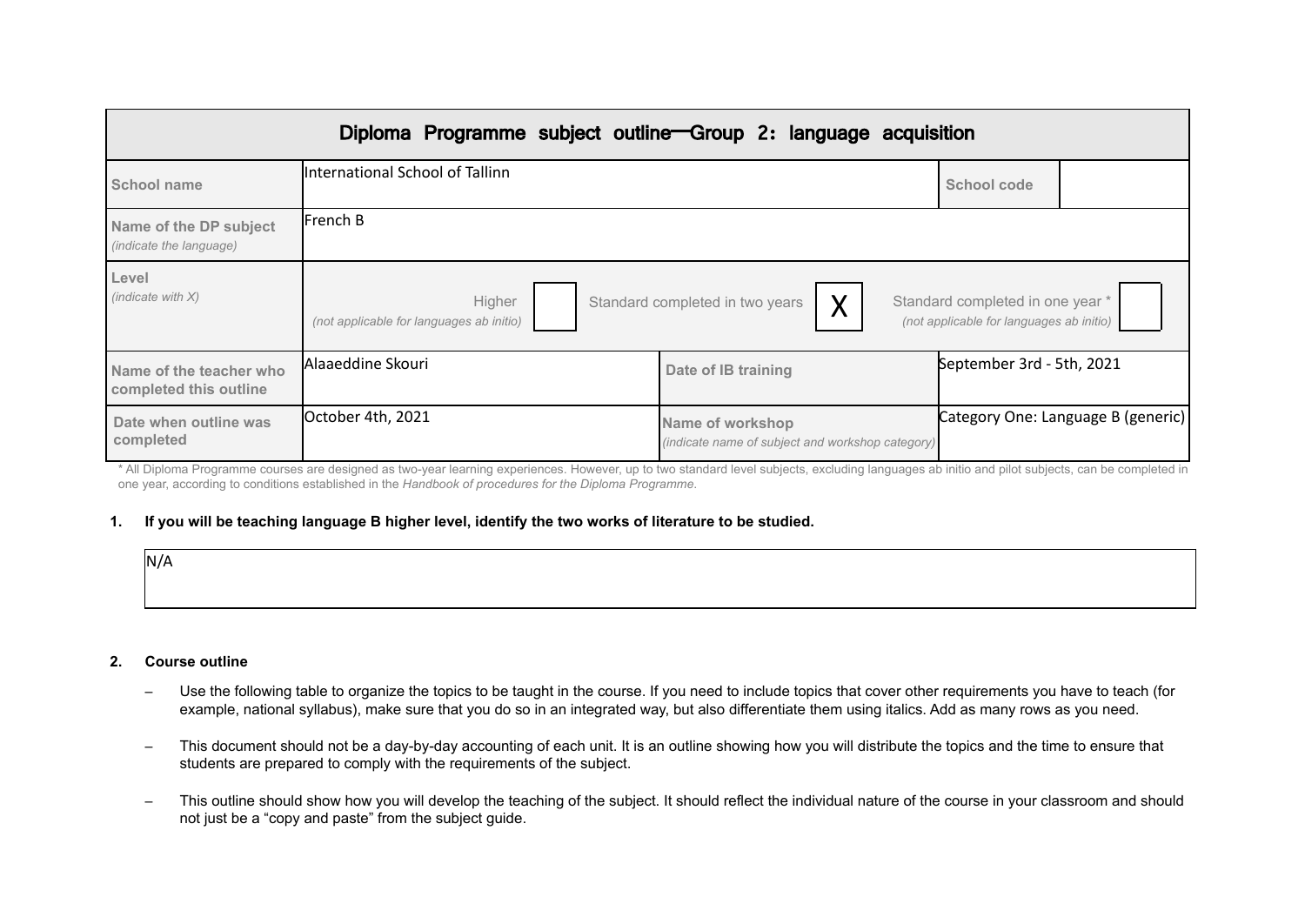| Diploma Programme subject outline—Group 2: language acquisition | | | | |
|---|---|---|---|---|
| School name | International School of Tallinn | | School code | |
| Name of the DP subject *(indicate the language)* | French B | | | |
| Level *(indicate with X)* | Higher *(not applicable for languages ab initio)* [ ] | Standard completed in two years [X] | Standard completed in one year * *(not applicable for languages ab initio)* [ ] | |
| Name of the teacher who completed this outline | Alaaeddine Skouri | Date of IB training | September 3rd - 5th, 2021 | |
| Date when outline was completed | October 4th, 2021 | Name of workshop *(indicate name of subject and workshop category)* | Category One: Language B (generic) | |

\* All Diploma Programme courses are designed as two-year learning experiences. However, up to two standard level subjects, excluding languages ab initio and pilot subjects, can be completed in one year, according to conditions established in the *Handbook of procedures for the Diploma Programme*.

**1. If you will be teaching language B higher level, identify the two works of literature to be studied.**

N/A

**2. Course outline**

– Use the following table to organize the topics to be taught in the course. If you need to include topics that cover other requirements you have to teach (for example, national syllabus), make sure that you do so in an integrated way, but also differentiate them using italics. Add as many rows as you need.

– This document should not be a day-by-day accounting of each unit. It is an outline showing how you will distribute the topics and the time to ensure that students are prepared to comply with the requirements of the subject.

– This outline should show how you will develop the teaching of the subject. It should reflect the individual nature of the course in your classroom and should not just be a "copy and paste" from the subject guide.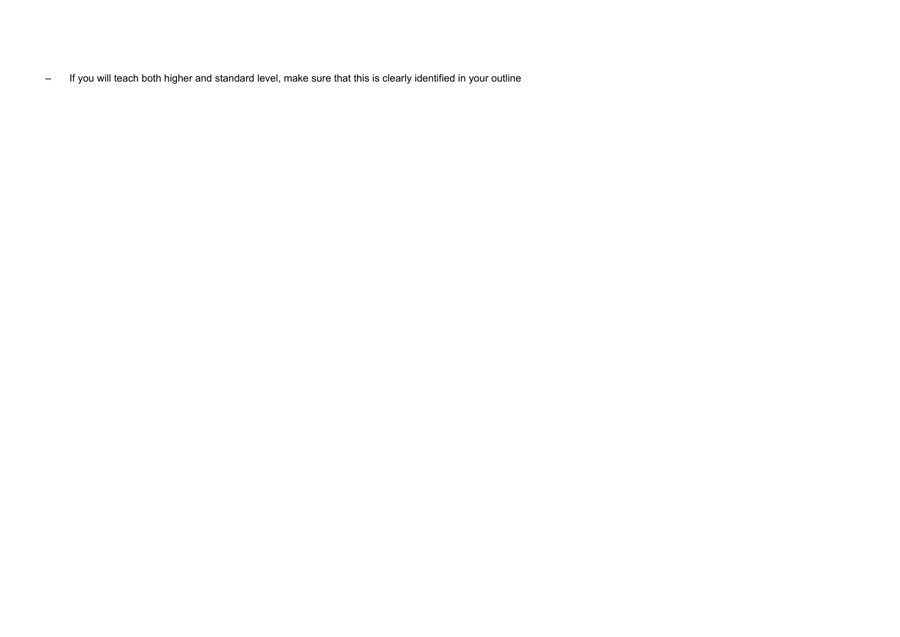– If you will teach both higher and standard level, make sure that this is clearly identified in your outline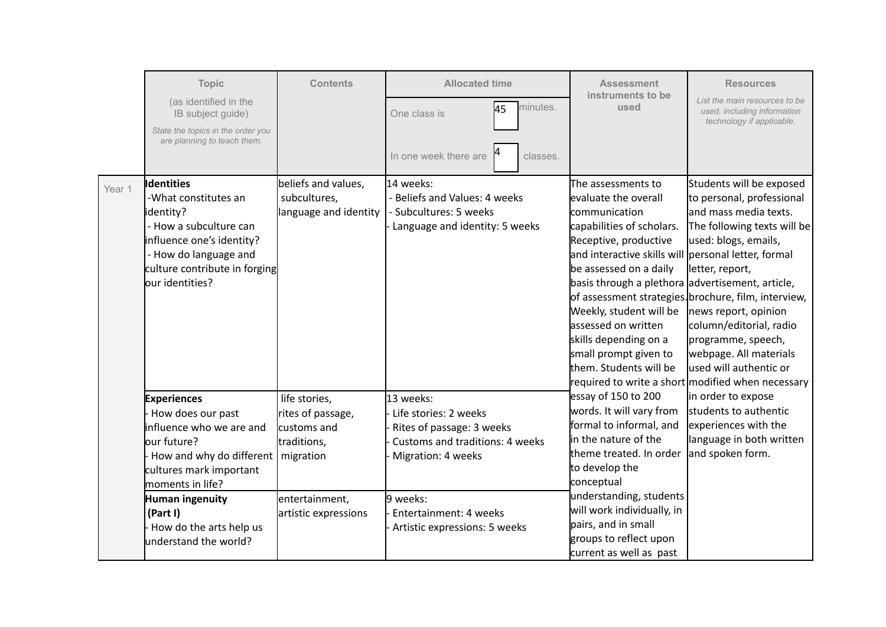| | Topic (as identified in the IB subject guide) *State the topics in the order you are planning to teach them.* | Contents | Allocated time: One class is 45 minutes. In one week there are 4 classes. | Assessment instruments to be used | Resources *List the main resources to be used, including information technology if applicable.* |
|---|---|---|---|---|---|
| Year 1 | **Identities**<br>-What constitutes an identity?<br>- How a subculture can influence one's identity?<br>- How do language and culture contribute in forging our identities? | beliefs and values, subcultures, language and identity | 14 weeks:<br>- Beliefs and Values: 4 weeks<br>- Subcultures: 5 weeks<br>- Language and identity: 5 weeks | The assessments to evaluate the overall communication capabilities of scholars. Receptive, productive and interactive skills will be assessed on a daily basis through a plethora of assessment strategies. Weekly, student will be assessed on written skills depending on a small prompt given to them. Students will be required to write a short essay of 150 to 200 words. It will vary from formal to informal, and in the nature of the theme treated. In order to develop the conceptual understanding, students will work individually, in pairs, and in small groups to reflect upon current as well as past | Students will be exposed to personal, professional and mass media texts. The following texts will be used: blogs, emails, personal letter, formal letter, report, advertisement, article, brochure, film, interview, news report, opinion column/editorial, radio programme, speech, webpage. All materials used will authentic or modified when necessary in order to expose students to authentic experiences with the language in both written and spoken form. |
| | **Experiences**<br>- How does our past influence who we are and our future?<br>- How and why do different cultures mark important moments in life? | life stories, rites of passage, customs and traditions, migration | 13 weeks:<br>- Life stories: 2 weeks<br>- Rites of passage: 3 weeks<br>- Customs and traditions: 4 weeks<br>- Migration: 4 weeks | | |
| | **Human ingenuity (Part I)**<br>- How do the arts help us understand the world? | entertainment, artistic expressions | 9 weeks:<br>- Entertainment: 4 weeks<br>- Artistic expressions: 5 weeks | | |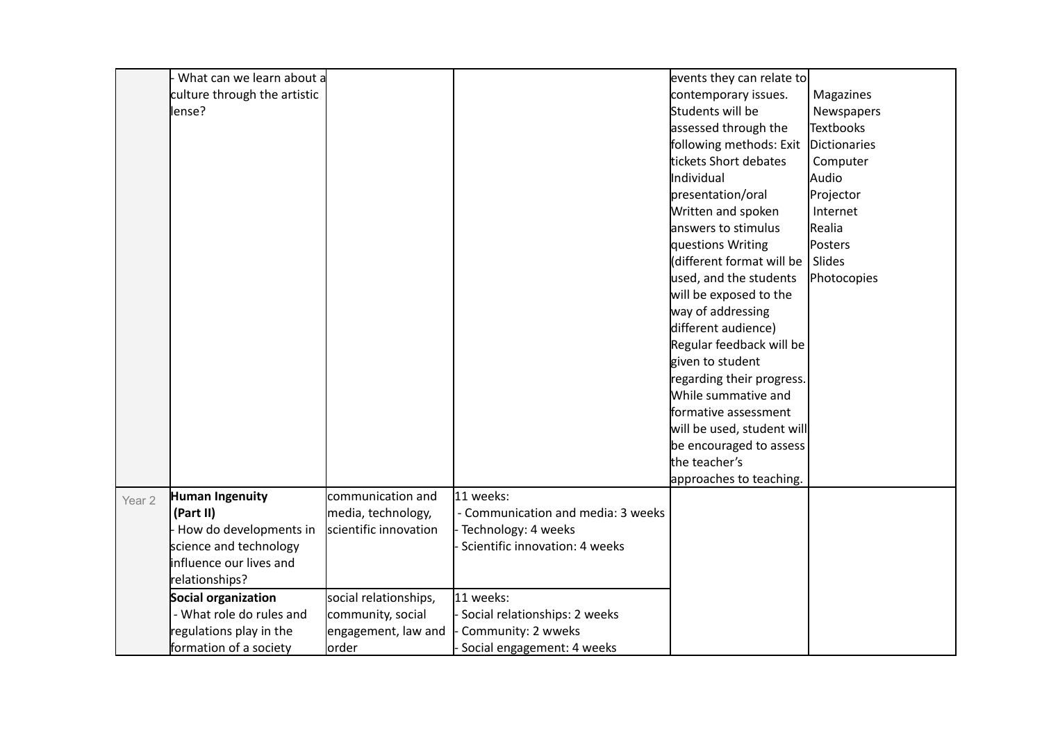| | | | | | |
|---|---|---|---|---|---|
| | - What can we learn about a culture through the artistic lense? | | | events they can relate to contemporary issues. Students will be assessed through the following methods: Exit tickets Short debates Individual presentation/oral Written and spoken answers to stimulus questions Writing (different format will be used, and the students will be exposed to the way of addressing different audience) Regular feedback will be given to student regarding their progress. While summative and formative assessment will be used, student will be encouraged to assess the teacher's approaches to teaching. | Magazines Newspapers Textbooks Dictionaries Computer Audio Projector Internet Realia Posters Slides Photocopies |
| Year 2 | **Human Ingenuity (Part II)** - How do developments in science and technology influence our lives and relationships? | communication and media, technology, scientific innovation | 11 weeks: - Communication and media: 3 weeks - Technology: 4 weeks - Scientific innovation: 4 weeks | | |
| | **Social organization** - What role do rules and regulations play in the formation of a society | social relationships, community, social engagement, law and order | 11 weeks: - Social relationships: 2 weeks - Community: 2 wweks - Social engagement: 4 weeks | | |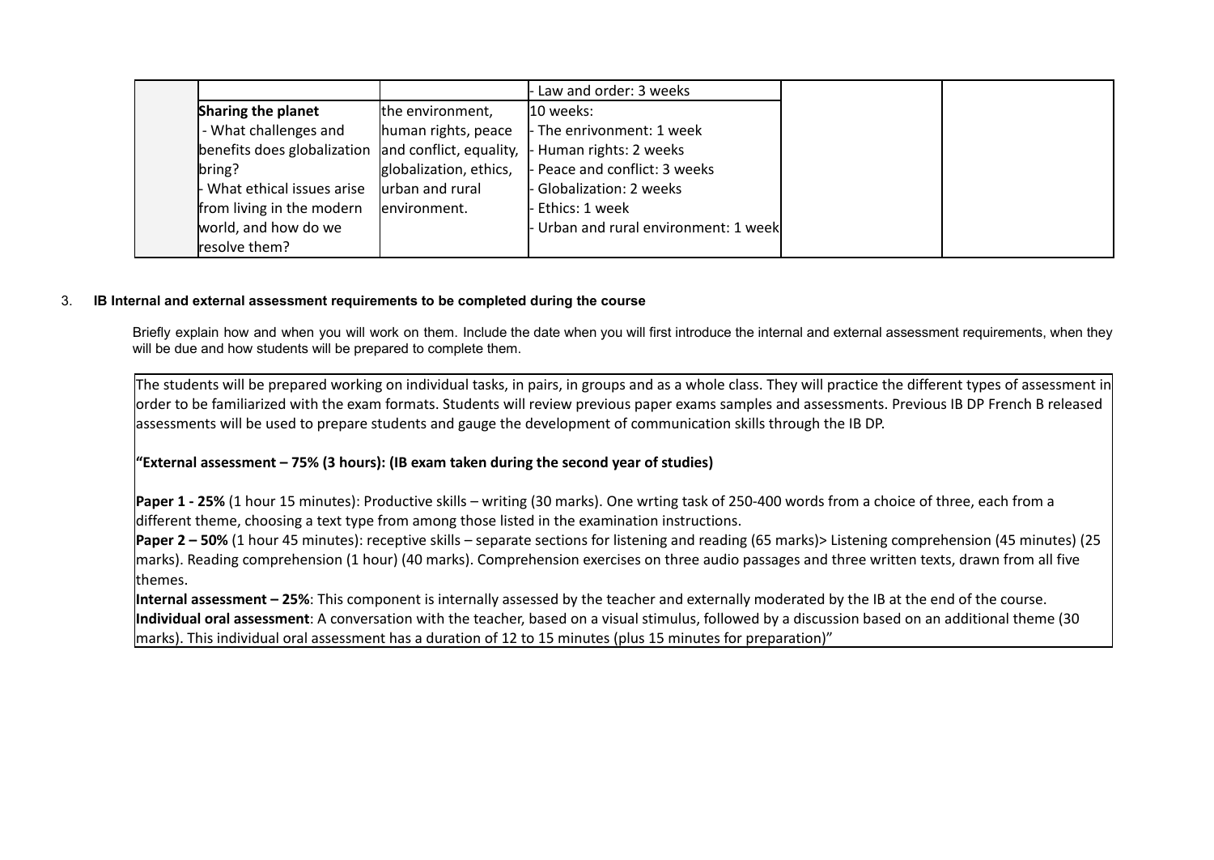| | | | | | |
|---|---|---|---|---|---|
| | | | - Law and order: 3 weeks | | |
| | **Sharing the planet**<br>- What challenges and benefits does globalization bring?<br>- What ethical issues arise from living in the modern world, and how do we resolve them? | the environment, human rights, peace and conflict, equality, globalization, ethics, urban and rural environment. | 10 weeks:<br>- The enirvonment: 1 week<br>- Human rights: 2 weeks<br>- Peace and conflict: 3 weeks<br>- Globalization: 2 weeks<br>- Ethics: 1 week<br>- Urban and rural environment: 1 week | | |

3. **IB Internal and external assessment requirements to be completed during the course**

Briefly explain how and when you will work on them. Include the date when you will first introduce the internal and external assessment requirements, when they will be due and how students will be prepared to complete them.

The students will be prepared working on individual tasks, in pairs, in groups and as a whole class. They will practice the different types of assessment in order to be familiarized with the exam formats. Students will review previous paper exams samples and assessments. Previous IB DP French B released assessments will be used to prepare students and gauge the development of communication skills through the IB DP.

**"External assessment – 75% (3 hours): (IB exam taken during the second year of studies)**

**Paper 1 - 25%** (1 hour 15 minutes): Productive skills – writing (30 marks). One wrting task of 250-400 words from a choice of three, each from a different theme, choosing a text type from among those listed in the examination instructions.
**Paper 2 – 50%** (1 hour 45 minutes): receptive skills – separate sections for listening and reading (65 marks)> Listening comprehension (45 minutes) (25 marks). Reading comprehension (1 hour) (40 marks). Comprehension exercises on three audio passages and three written texts, drawn from all five themes.
**Internal assessment – 25%**: This component is internally assessed by the teacher and externally moderated by the IB at the end of the course.
**Individual oral assessment**: A conversation with the teacher, based on a visual stimulus, followed by a discussion based on an additional theme (30 marks). This individual oral assessment has a duration of 12 to 15 minutes (plus 15 minutes for preparation)"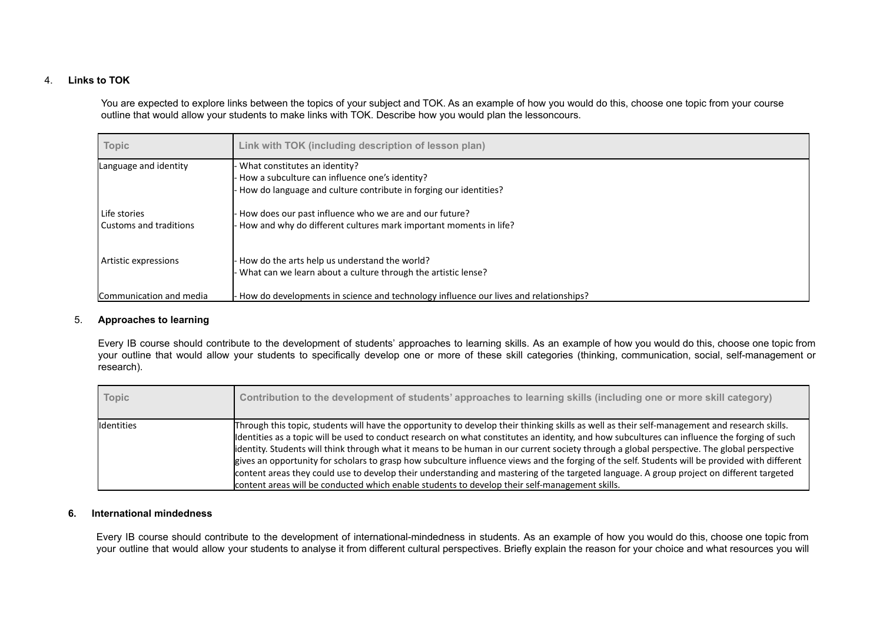4. **Links to TOK**

You are expected to explore links between the topics of your subject and TOK. As an example of how you would do this, choose one topic from your course outline that would allow your students to make links with TOK. Describe how you would plan the lessoncours.

| Topic | Link with TOK (including description of lesson plan) |
|---|---|
| Language and identity | - What constitutes an identity?<br>- How a subculture can influence one's identity?<br>- How do language and culture contribute in forging our identities? |
| Life stories<br>Customs and traditions | - How does our past influence who we are and our future?<br>- How and why do different cultures mark important moments in life? |
| Artistic expressions | - How do the arts help us understand the world?<br>- What can we learn about a culture through the artistic lense? |
| Communication and media | - How do developments in science and technology influence our lives and relationships? |

5. **Approaches to learning**

Every IB course should contribute to the development of students' approaches to learning skills. As an example of how you would do this, choose one topic from your outline that would allow your students to specifically develop one or more of these skill categories (thinking, communication, social, self-management or research).

| Topic | Contribution to the development of students' approaches to learning skills (including one or more skill category) |
|---|---|
| Identities | Through this topic, students will have the opportunity to develop their thinking skills as well as their self-management and research skills. Identities as a topic will be used to conduct research on what constitutes an identity, and how subcultures can influence the forging of such identity. Students will think through what it means to be human in our current society through a global perspective. The global perspective gives an opportunity for scholars to grasp how subculture influence views and the forging of the self. Students will be provided with different content areas they could use to develop their understanding and mastering of the targeted language. A group project on different targeted content areas will be conducted which enable students to develop their self-management skills. |

**6. International mindedness**

Every IB course should contribute to the development of international-mindedness in students. As an example of how you would do this, choose one topic from your outline that would allow your students to analyse it from different cultural perspectives. Briefly explain the reason for your choice and what resources you will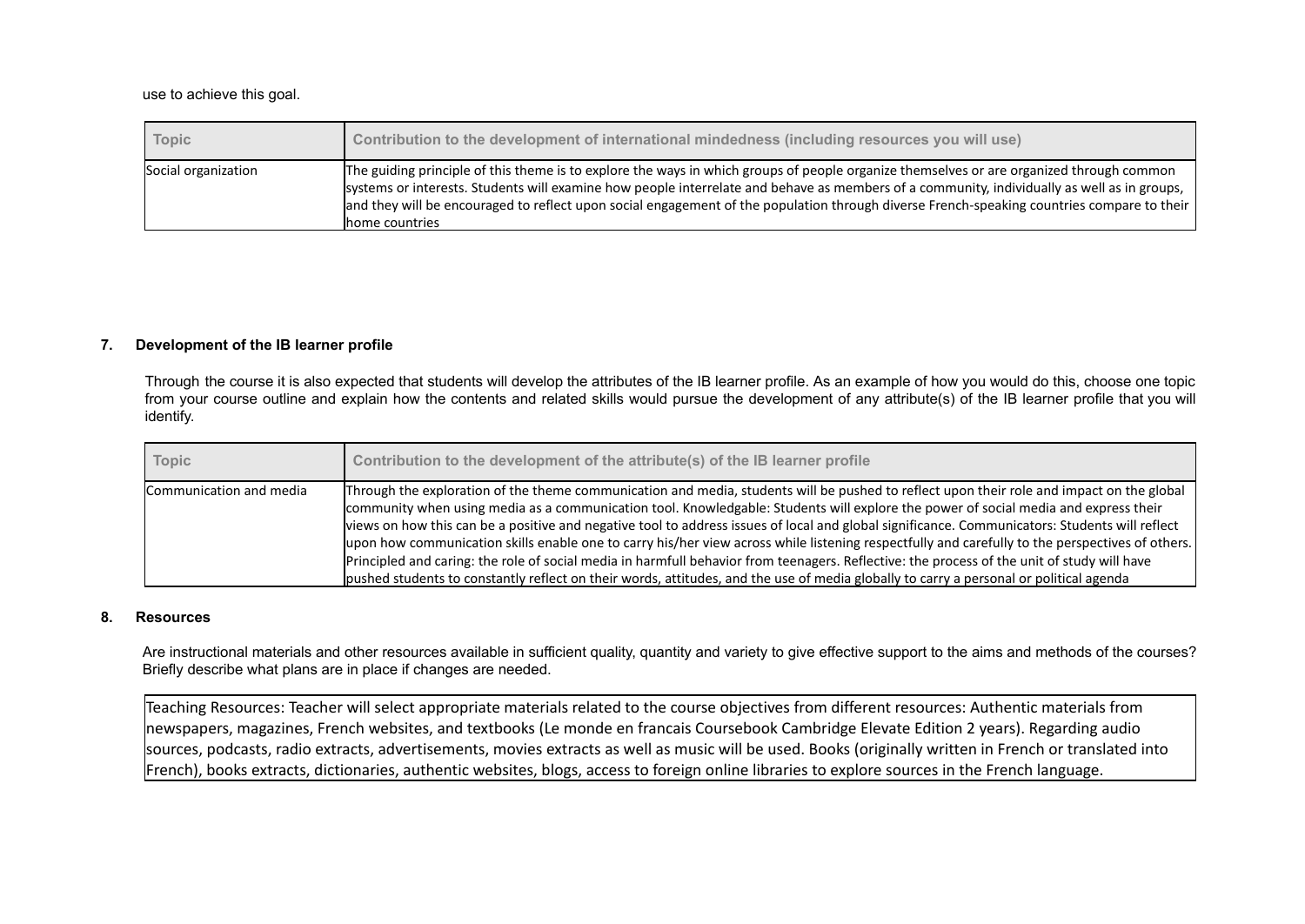use to achieve this goal.

| Topic | Contribution to the development of international mindedness (including resources you will use) |
|---|---|
| Social organization | The guiding principle of this theme is to explore the ways in which groups of people organize themselves or are organized through common systems or interests. Students will examine how people interrelate and behave as members of a community, individually as well as in groups, and they will be encouraged to reflect upon social engagement of the population through diverse French-speaking countries compare to their home countries |

## 7. Development of the IB learner profile

Through the course it is also expected that students will develop the attributes of the IB learner profile. As an example of how you would do this, choose one topic from your course outline and explain how the contents and related skills would pursue the development of any attribute(s) of the IB learner profile that you will identify.

| Topic | Contribution to the development of the attribute(s) of the IB learner profile |
|---|---|
| Communication and media | Through the exploration of the theme communication and media, students will be pushed to reflect upon their role and impact on the global community when using media as a communication tool. Knowledgable: Students will explore the power of social media and express their views on how this can be a positive and negative tool to address issues of local and global significance. Communicators: Students will reflect upon how communication skills enable one to carry his/her view across while listening respectfully and carefully to the perspectives of others. Principled and caring: the role of social media in harmfull behavior from teenagers. Reflective: the process of the unit of study will have pushed students to constantly reflect on their words, attitudes, and the use of media globally to carry a personal or political agenda |

## 8. Resources

Are instructional materials and other resources available in sufficient quality, quantity and variety to give effective support to the aims and methods of the courses? Briefly describe what plans are in place if changes are needed.

Teaching Resources: Teacher will select appropriate materials related to the course objectives from different resources: Authentic materials from newspapers, magazines, French websites, and textbooks (Le monde en francais Coursebook Cambridge Elevate Edition 2 years). Regarding audio sources, podcasts, radio extracts, advertisements, movies extracts as well as music will be used. Books (originally written in French or translated into French), books extracts, dictionaries, authentic websites, blogs, access to foreign online libraries to explore sources in the French language.